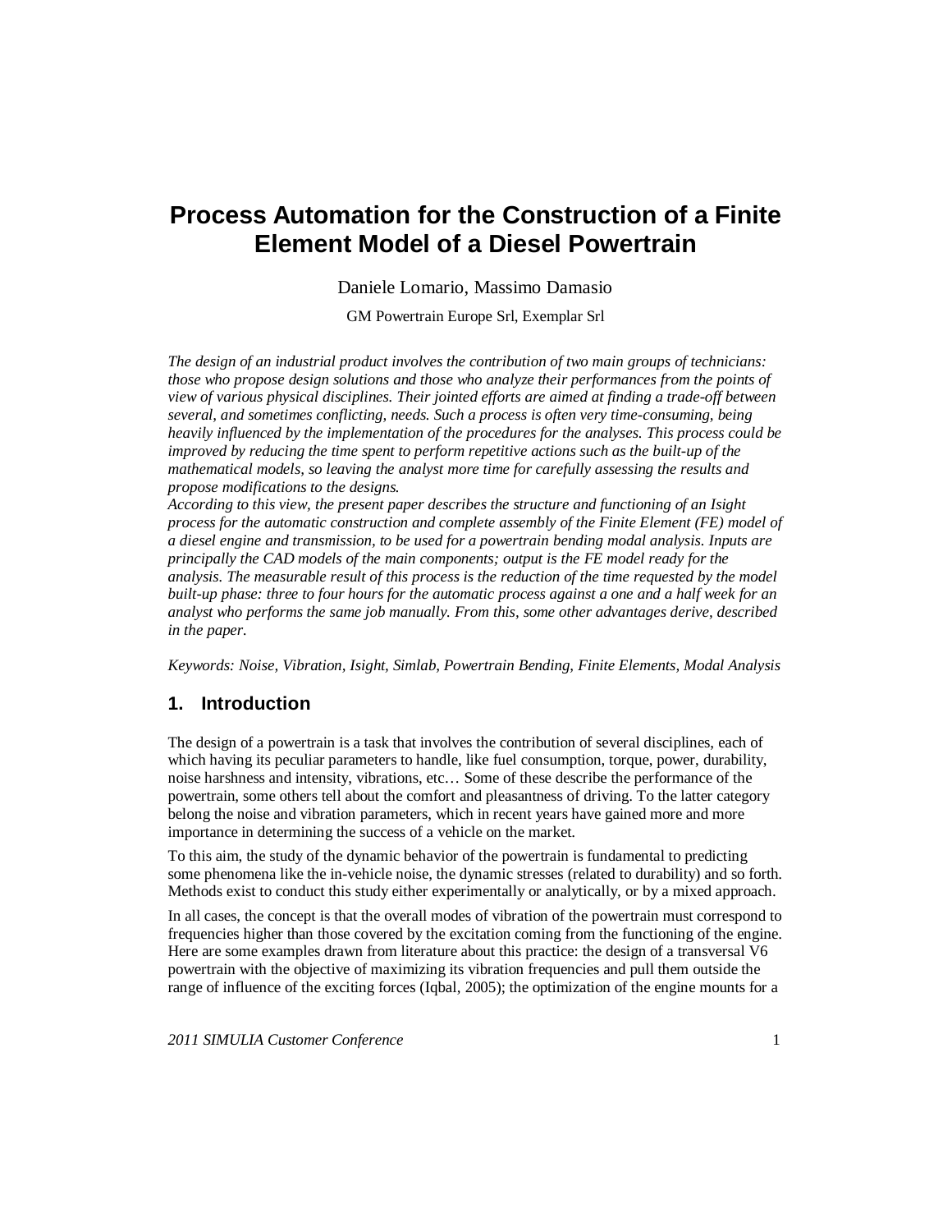# Process Automation for the Construction of a Finite Element Model of a Diesel Powertrain

Daniele Lomario, Massimo Damasio

GM Powertrain Europe Srl, Exemplar Srl

*The design of an industrial product involves the contribution of two main groups of technicians: those who propose design solutions and those who analyze their performances from the points of view of various physical disciplines. Their jointed efforts are aimed at finding a trade-off between several, and sometimes conflicting, needs. Such a process is often very time-consuming, being heavily influenced by the implementation of the procedures for the analyses. This process could be improved by reducing the time spent to perform repetitive actions such as the built-up of the mathematical models, so leaving the analyst more time for carefully assessing the results and propose modifications to the designs.*
*According to this view, the present paper describes the structure and functioning of an Isight process for the automatic construction and complete assembly of the Finite Element (FE) model of a diesel engine and transmission, to be used for a powertrain bending modal analysis. Inputs are principally the CAD models of the main components; output is the FE model ready for the analysis. The measurable result of this process is the reduction of the time requested by the model built-up phase: three to four hours for the automatic process against a one and a half week for an analyst who performs the same job manually. From this, some other advantages derive, described in the paper.*

*Keywords: Noise, Vibration, Isight, Simlab, Powertrain Bending, Finite Elements, Modal Analysis*

## 1. Introduction

The design of a powertrain is a task that involves the contribution of several disciplines, each of which having its peculiar parameters to handle, like fuel consumption, torque, power, durability, noise harshness and intensity, vibrations, etc… Some of these describe the performance of the powertrain, some others tell about the comfort and pleasantness of driving. To the latter category belong the noise and vibration parameters, which in recent years have gained more and more importance in determining the success of a vehicle on the market.

To this aim, the study of the dynamic behavior of the powertrain is fundamental to predicting some phenomena like the in-vehicle noise, the dynamic stresses (related to durability) and so forth. Methods exist to conduct this study either experimentally or analytically, or by a mixed approach.

In all cases, the concept is that the overall modes of vibration of the powertrain must correspond to frequencies higher than those covered by the excitation coming from the functioning of the engine. Here are some examples drawn from literature about this practice: the design of a transversal V6 powertrain with the objective of maximizing its vibration frequencies and pull them outside the range of influence of the exciting forces (Iqbal, 2005); the optimization of the engine mounts for a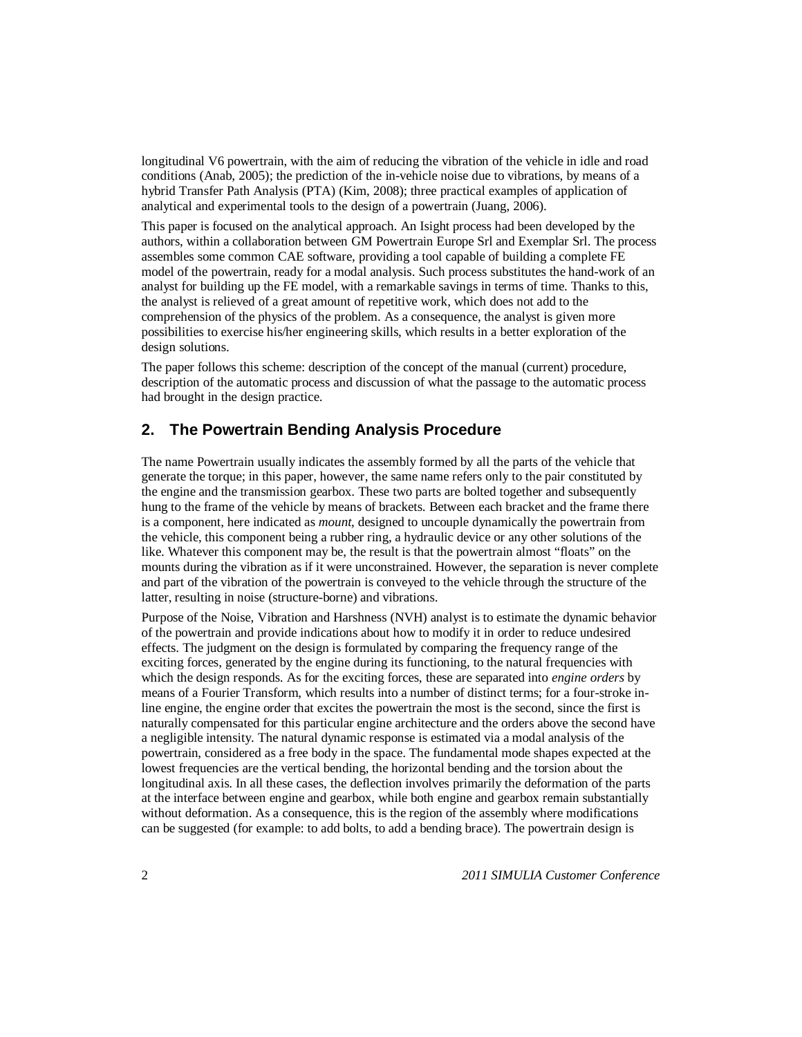longitudinal V6 powertrain, with the aim of reducing the vibration of the vehicle in idle and road conditions (Anab, 2005); the prediction of the in-vehicle noise due to vibrations, by means of a hybrid Transfer Path Analysis (PTA) (Kim, 2008); three practical examples of application of analytical and experimental tools to the design of a powertrain (Juang, 2006).

This paper is focused on the analytical approach. An Isight process had been developed by the authors, within a collaboration between GM Powertrain Europe Srl and Exemplar Srl. The process assembles some common CAE software, providing a tool capable of building a complete FE model of the powertrain, ready for a modal analysis. Such process substitutes the hand-work of an analyst for building up the FE model, with a remarkable savings in terms of time. Thanks to this, the analyst is relieved of a great amount of repetitive work, which does not add to the comprehension of the physics of the problem. As a consequence, the analyst is given more possibilities to exercise his/her engineering skills, which results in a better exploration of the design solutions.

The paper follows this scheme: description of the concept of the manual (current) procedure, description of the automatic process and discussion of what the passage to the automatic process had brought in the design practice.

## 2. The Powertrain Bending Analysis Procedure

The name Powertrain usually indicates the assembly formed by all the parts of the vehicle that generate the torque; in this paper, however, the same name refers only to the pair constituted by the engine and the transmission gearbox. These two parts are bolted together and subsequently hung to the frame of the vehicle by means of brackets. Between each bracket and the frame there is a component, here indicated as *mount*, designed to uncouple dynamically the powertrain from the vehicle, this component being a rubber ring, a hydraulic device or any other solutions of the like. Whatever this component may be, the result is that the powertrain almost “floats” on the mounts during the vibration as if it were unconstrained. However, the separation is never complete and part of the vibration of the powertrain is conveyed to the vehicle through the structure of the latter, resulting in noise (structure-borne) and vibrations.

Purpose of the Noise, Vibration and Harshness (NVH) analyst is to estimate the dynamic behavior of the powertrain and provide indications about how to modify it in order to reduce undesired effects. The judgment on the design is formulated by comparing the frequency range of the exciting forces, generated by the engine during its functioning, to the natural frequencies with which the design responds. As for the exciting forces, these are separated into *engine orders* by means of a Fourier Transform, which results into a number of distinct terms; for a four-stroke in-line engine, the engine order that excites the powertrain the most is the second, since the first is naturally compensated for this particular engine architecture and the orders above the second have a negligible intensity. The natural dynamic response is estimated via a modal analysis of the powertrain, considered as a free body in the space. The fundamental mode shapes expected at the lowest frequencies are the vertical bending, the horizontal bending and the torsion about the longitudinal axis. In all these cases, the deflection involves primarily the deformation of the parts at the interface between engine and gearbox, while both engine and gearbox remain substantially without deformation. As a consequence, this is the region of the assembly where modifications can be suggested (for example: to add bolts, to add a bending brace). The powertrain design is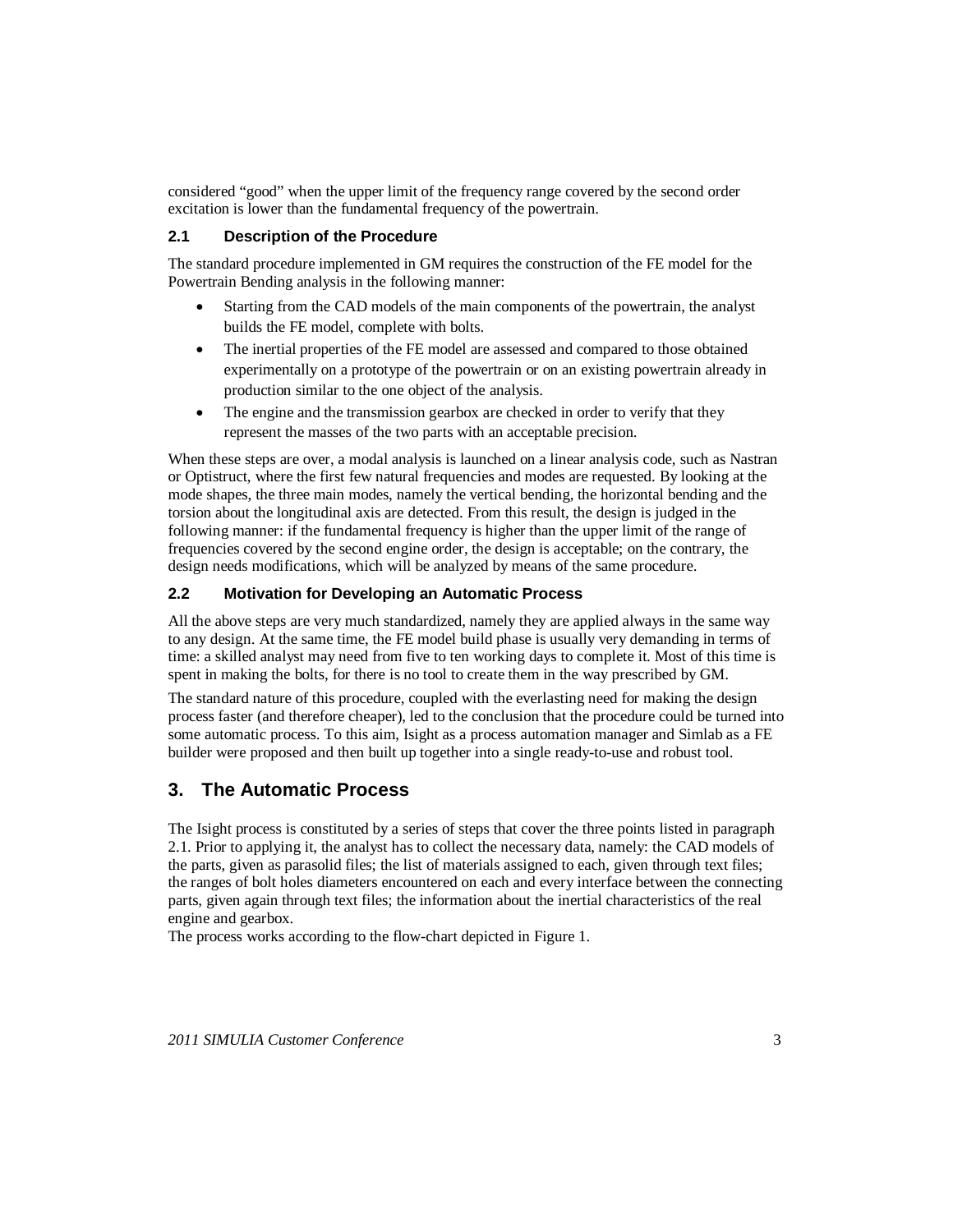considered "good" when the upper limit of the frequency range covered by the second order excitation is lower than the fundamental frequency of the powertrain.

### 2.1 Description of the Procedure

The standard procedure implemented in GM requires the construction of the FE model for the Powertrain Bending analysis in the following manner:

- Starting from the CAD models of the main components of the powertrain, the analyst builds the FE model, complete with bolts.
- The inertial properties of the FE model are assessed and compared to those obtained experimentally on a prototype of the powertrain or on an existing powertrain already in production similar to the one object of the analysis.
- The engine and the transmission gearbox are checked in order to verify that they represent the masses of the two parts with an acceptable precision.

When these steps are over, a modal analysis is launched on a linear analysis code, such as Nastran or Optistruct, where the first few natural frequencies and modes are requested. By looking at the mode shapes, the three main modes, namely the vertical bending, the horizontal bending and the torsion about the longitudinal axis are detected. From this result, the design is judged in the following manner: if the fundamental frequency is higher than the upper limit of the range of frequencies covered by the second engine order, the design is acceptable; on the contrary, the design needs modifications, which will be analyzed by means of the same procedure.

### 2.2 Motivation for Developing an Automatic Process

All the above steps are very much standardized, namely they are applied always in the same way to any design. At the same time, the FE model build phase is usually very demanding in terms of time: a skilled analyst may need from five to ten working days to complete it. Most of this time is spent in making the bolts, for there is no tool to create them in the way prescribed by GM.

The standard nature of this procedure, coupled with the everlasting need for making the design process faster (and therefore cheaper), led to the conclusion that the procedure could be turned into some automatic process. To this aim, Isight as a process automation manager and Simlab as a FE builder were proposed and then built up together into a single ready-to-use and robust tool.

## 3. The Automatic Process

The Isight process is constituted by a series of steps that cover the three points listed in paragraph 2.1. Prior to applying it, the analyst has to collect the necessary data, namely: the CAD models of the parts, given as parasolid files; the list of materials assigned to each, given through text files; the ranges of bolt holes diameters encountered on each and every interface between the connecting parts, given again through text files; the information about the inertial characteristics of the real engine and gearbox.

The process works according to the flow-chart depicted in Figure 1.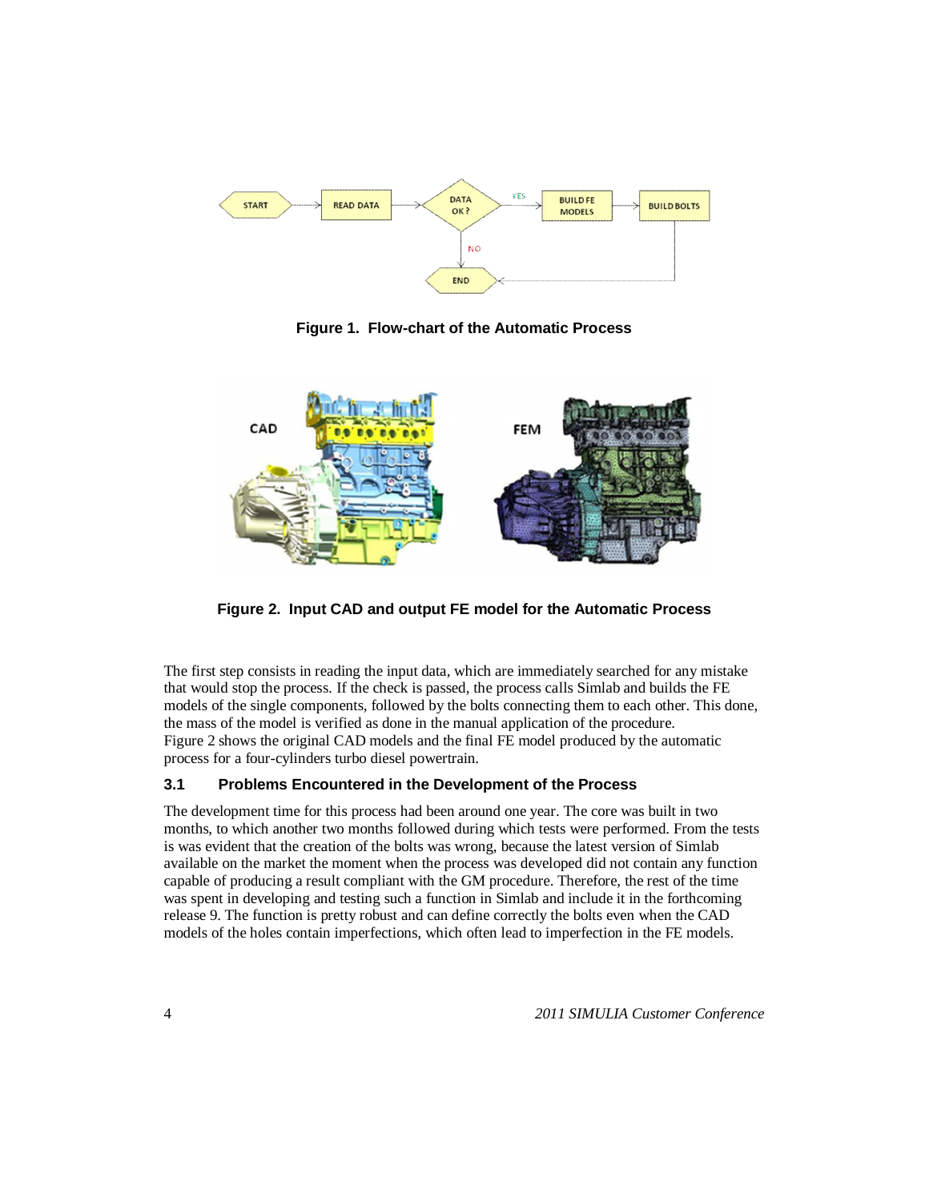Figure 1. Flow-chart of the Automatic Process

Figure 2. Input CAD and output FE model for the Automatic Process

The first step consists in reading the input data, which are immediately searched for any mistake that would stop the process. If the check is passed, the process calls Simlab and builds the FE models of the single components, followed by the bolts connecting them to each other. This done, the mass of the model is verified as done in the manual application of the procedure.
Figure 2 shows the original CAD models and the final FE model produced by the automatic process for a four-cylinders turbo diesel powertrain.

### 3.1 Problems Encountered in the Development of the Process

The development time for this process had been around one year. The core was built in two months, to which another two months followed during which tests were performed. From the tests is was evident that the creation of the bolts was wrong, because the latest version of Simlab available on the market the moment when the process was developed did not contain any function capable of producing a result compliant with the GM procedure. Therefore, the rest of the time was spent in developing and testing such a function in Simlab and include it in the forthcoming release 9. The function is pretty robust and can define correctly the bolts even when the CAD models of the holes contain imperfections, which often lead to imperfection in the FE models.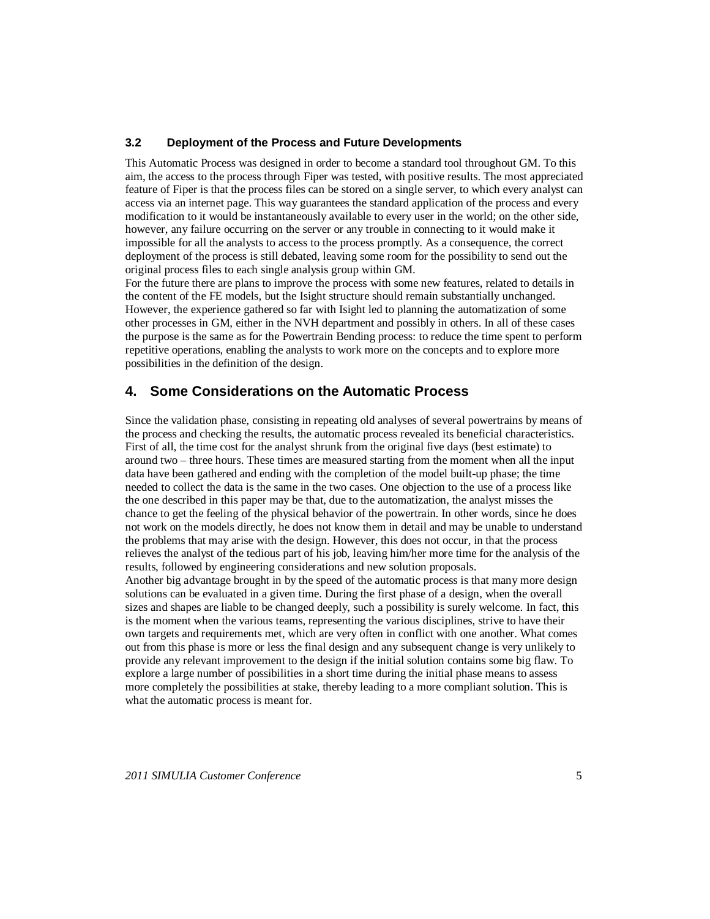### 3.2 Deployment of the Process and Future Developments

This Automatic Process was designed in order to become a standard tool throughout GM. To this aim, the access to the process through Fiper was tested, with positive results. The most appreciated feature of Fiper is that the process files can be stored on a single server, to which every analyst can access via an internet page. This way guarantees the standard application of the process and every modification to it would be instantaneously available to every user in the world; on the other side, however, any failure occurring on the server or any trouble in connecting to it would make it impossible for all the analysts to access to the process promptly. As a consequence, the correct deployment of the process is still debated, leaving some room for the possibility to send out the original process files to each single analysis group within GM.

For the future there are plans to improve the process with some new features, related to details in the content of the FE models, but the Isight structure should remain substantially unchanged. However, the experience gathered so far with Isight led to planning the automatization of some other processes in GM, either in the NVH department and possibly in others. In all of these cases the purpose is the same as for the Powertrain Bending process: to reduce the time spent to perform repetitive operations, enabling the analysts to work more on the concepts and to explore more possibilities in the definition of the design.

## 4. Some Considerations on the Automatic Process

Since the validation phase, consisting in repeating old analyses of several powertrains by means of the process and checking the results, the automatic process revealed its beneficial characteristics. First of all, the time cost for the analyst shrunk from the original five days (best estimate) to around two – three hours. These times are measured starting from the moment when all the input data have been gathered and ending with the completion of the model built-up phase; the time needed to collect the data is the same in the two cases. One objection to the use of a process like the one described in this paper may be that, due to the automatization, the analyst misses the chance to get the feeling of the physical behavior of the powertrain. In other words, since he does not work on the models directly, he does not know them in detail and may be unable to understand the problems that may arise with the design. However, this does not occur, in that the process relieves the analyst of the tedious part of his job, leaving him/her more time for the analysis of the results, followed by engineering considerations and new solution proposals.

Another big advantage brought in by the speed of the automatic process is that many more design solutions can be evaluated in a given time. During the first phase of a design, when the overall sizes and shapes are liable to be changed deeply, such a possibility is surely welcome. In fact, this is the moment when the various teams, representing the various disciplines, strive to have their own targets and requirements met, which are very often in conflict with one another. What comes out from this phase is more or less the final design and any subsequent change is very unlikely to provide any relevant improvement to the design if the initial solution contains some big flaw. To explore a large number of possibilities in a short time during the initial phase means to assess more completely the possibilities at stake, thereby leading to a more compliant solution. This is what the automatic process is meant for.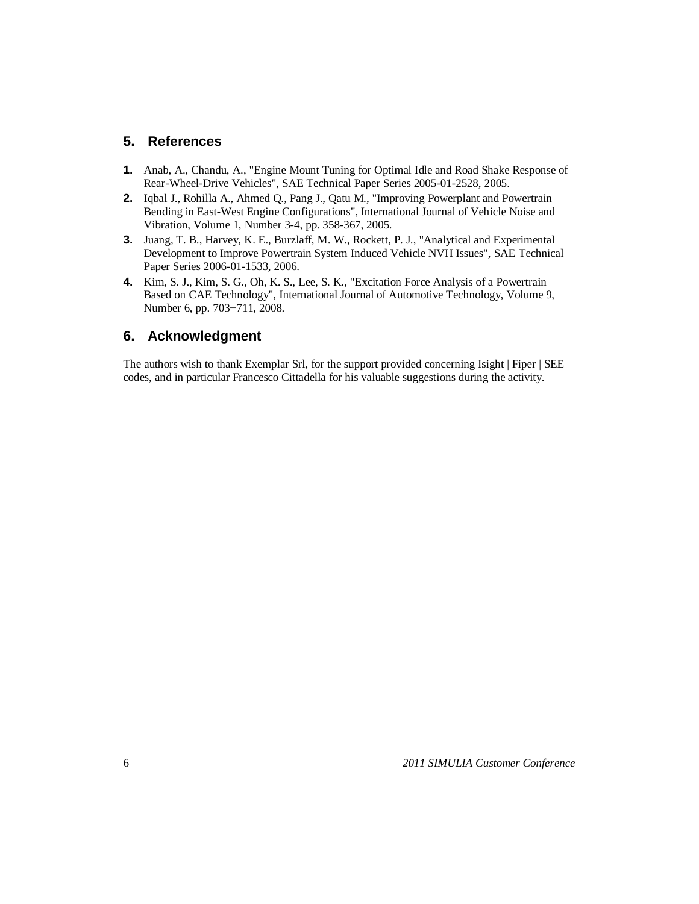## 5. References

1. Anab, A., Chandu, A., "Engine Mount Tuning for Optimal Idle and Road Shake Response of Rear-Wheel-Drive Vehicles", SAE Technical Paper Series 2005-01-2528, 2005.
2. Iqbal J., Rohilla A., Ahmed Q., Pang J., Qatu M., "Improving Powerplant and Powertrain Bending in East-West Engine Configurations", International Journal of Vehicle Noise and Vibration, Volume 1, Number 3-4, pp. 358-367, 2005.
3. Juang, T. B., Harvey, K. E., Burzlaff, M. W., Rockett, P. J., "Analytical and Experimental Development to Improve Powertrain System Induced Vehicle NVH Issues", SAE Technical Paper Series 2006-01-1533, 2006.
4. Kim, S. J., Kim, S. G., Oh, K. S., Lee, S. K., "Excitation Force Analysis of a Powertrain Based on CAE Technology", International Journal of Automotive Technology, Volume 9, Number 6, pp. 703−711, 2008.

## 6. Acknowledgment

The authors wish to thank Exemplar Srl, for the support provided concerning Isight | Fiper | SEE codes, and in particular Francesco Cittadella for his valuable suggestions during the activity.